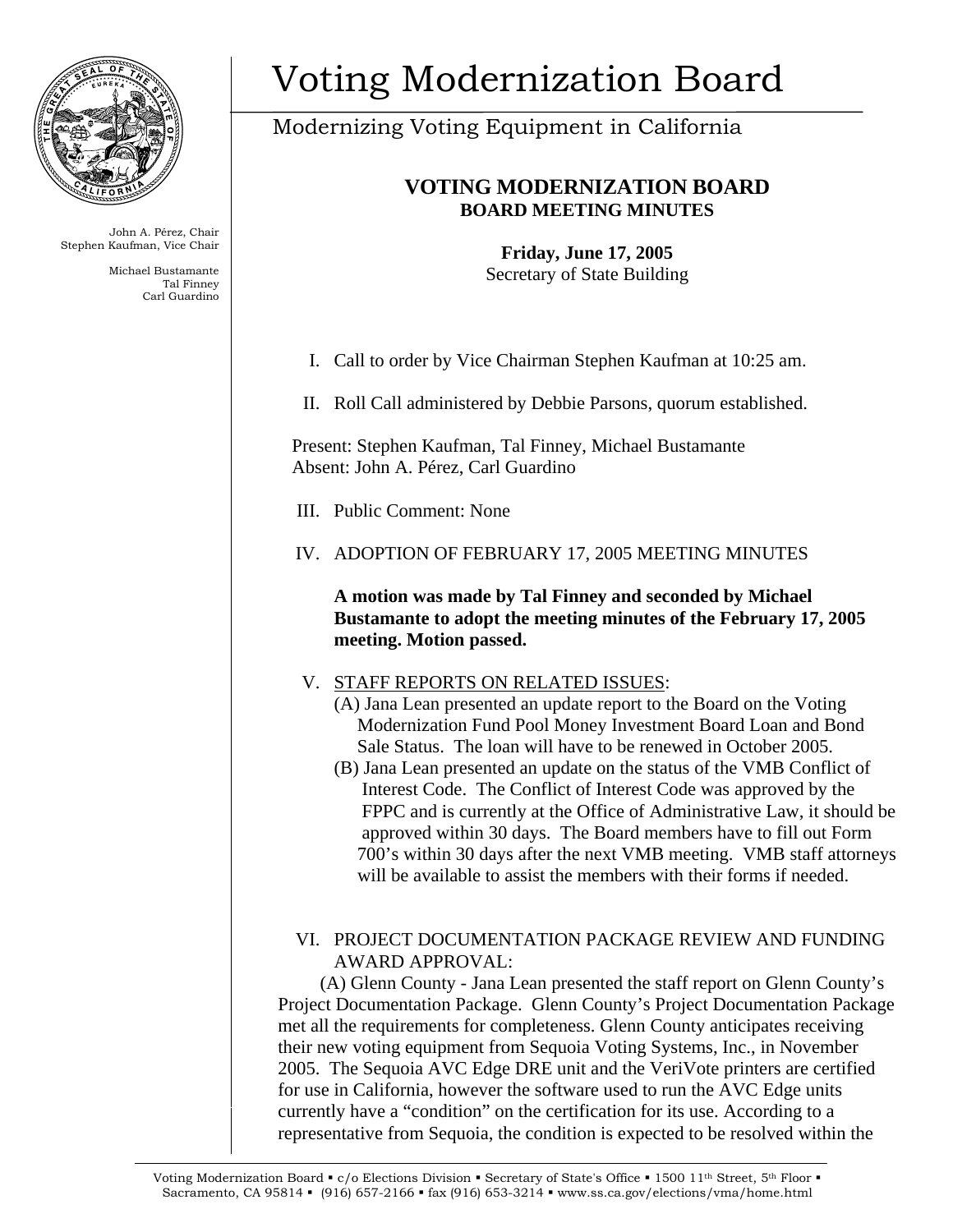# Voting Modernization Board

Modernizing Voting Equipment in California

John A. Pérez, Chair
Stephen Kaufman, Vice Chair

Michael Bustamante
Tal Finney
Carl Guardino

## VOTING MODERNIZATION BOARD
### BOARD MEETING MINUTES

**Friday, June 17, 2005**
Secretary of State Building

I. Call to order by Vice Chairman Stephen Kaufman at 10:25 am.

II. Roll Call administered by Debbie Parsons, quorum established.

Present: Stephen Kaufman, Tal Finney, Michael Bustamante
Absent: John A. Pérez, Carl Guardino

III. Public Comment: None

IV. ADOPTION OF FEBRUARY 17, 2005 MEETING MINUTES

**A motion was made by Tal Finney and seconded by Michael Bustamante to adopt the meeting minutes of the February 17, 2005 meeting. Motion passed.**

V. STAFF REPORTS ON RELATED ISSUES:

(A) Jana Lean presented an update report to the Board on the Voting Modernization Fund Pool Money Investment Board Loan and Bond Sale Status. The loan will have to be renewed in October 2005.

(B) Jana Lean presented an update on the status of the VMB Conflict of Interest Code. The Conflict of Interest Code was approved by the FPPC and is currently at the Office of Administrative Law, it should be approved within 30 days. The Board members have to fill out Form 700's within 30 days after the next VMB meeting. VMB staff attorneys will be available to assist the members with their forms if needed.

VI. PROJECT DOCUMENTATION PACKAGE REVIEW AND FUNDING AWARD APPROVAL:

(A) Glenn County - Jana Lean presented the staff report on Glenn County's Project Documentation Package. Glenn County's Project Documentation Package met all the requirements for completeness. Glenn County anticipates receiving their new voting equipment from Sequoia Voting Systems, Inc., in November 2005. The Sequoia AVC Edge DRE unit and the VeriVote printers are certified for use in California, however the software used to run the AVC Edge units currently have a "condition" on the certification for its use. According to a representative from Sequoia, the condition is expected to be resolved within the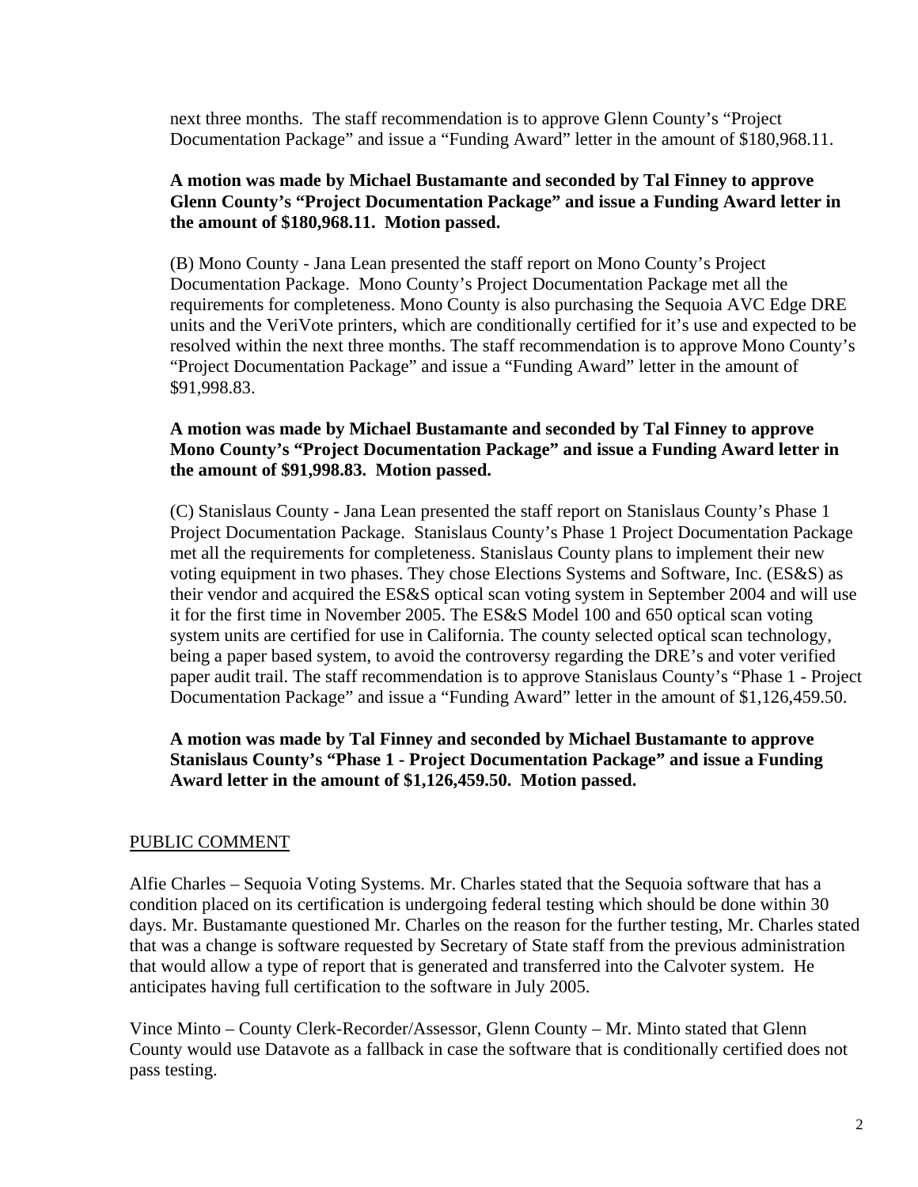next three months. The staff recommendation is to approve Glenn County's "Project Documentation Package" and issue a "Funding Award" letter in the amount of $180,968.11.

**A motion was made by Michael Bustamante and seconded by Tal Finney to approve Glenn County's "Project Documentation Package" and issue a Funding Award letter in the amount of $180,968.11. Motion passed.**

(B) Mono County - Jana Lean presented the staff report on Mono County's Project Documentation Package. Mono County's Project Documentation Package met all the requirements for completeness. Mono County is also purchasing the Sequoia AVC Edge DRE units and the VeriVote printers, which are conditionally certified for it's use and expected to be resolved within the next three months. The staff recommendation is to approve Mono County's "Project Documentation Package" and issue a "Funding Award" letter in the amount of $91,998.83.

**A motion was made by Michael Bustamante and seconded by Tal Finney to approve Mono County's "Project Documentation Package" and issue a Funding Award letter in the amount of $91,998.83. Motion passed.**

(C) Stanislaus County - Jana Lean presented the staff report on Stanislaus County's Phase 1 Project Documentation Package. Stanislaus County's Phase 1 Project Documentation Package met all the requirements for completeness. Stanislaus County plans to implement their new voting equipment in two phases. They chose Elections Systems and Software, Inc. (ES&S) as their vendor and acquired the ES&S optical scan voting system in September 2004 and will use it for the first time in November 2005. The ES&S Model 100 and 650 optical scan voting system units are certified for use in California. The county selected optical scan technology, being a paper based system, to avoid the controversy regarding the DRE's and voter verified paper audit trail. The staff recommendation is to approve Stanislaus County's "Phase 1 - Project Documentation Package" and issue a "Funding Award" letter in the amount of $1,126,459.50.

**A motion was made by Tal Finney and seconded by Michael Bustamante to approve Stanislaus County's "Phase 1 - Project Documentation Package" and issue a Funding Award letter in the amount of $1,126,459.50. Motion passed.**

## PUBLIC COMMENT

Alfie Charles – Sequoia Voting Systems. Mr. Charles stated that the Sequoia software that has a condition placed on its certification is undergoing federal testing which should be done within 30 days. Mr. Bustamante questioned Mr. Charles on the reason for the further testing, Mr. Charles stated that was a change is software requested by Secretary of State staff from the previous administration that would allow a type of report that is generated and transferred into the Calvoter system. He anticipates having full certification to the software in July 2005.

Vince Minto – County Clerk-Recorder/Assessor, Glenn County – Mr. Minto stated that Glenn County would use Datavote as a fallback in case the software that is conditionally certified does not pass testing.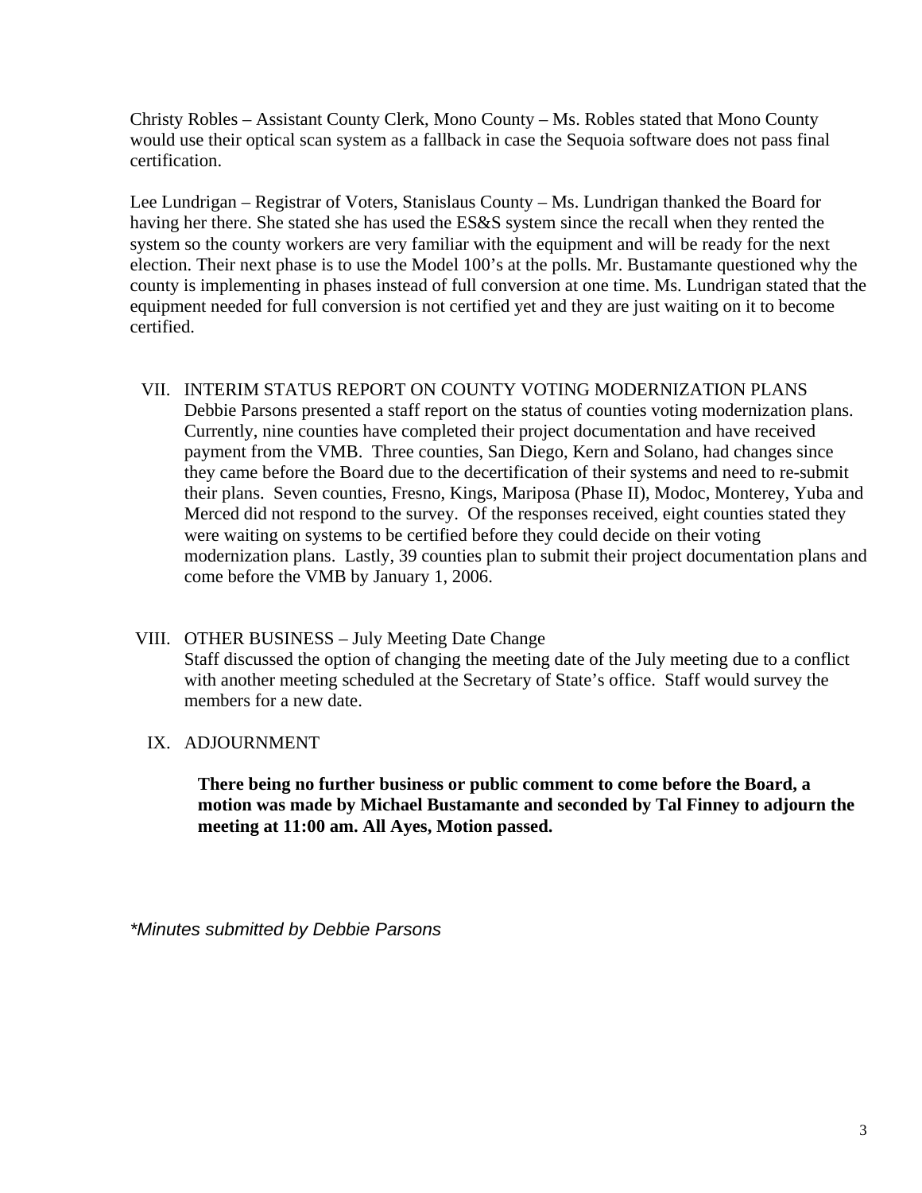Christy Robles – Assistant County Clerk, Mono County – Ms. Robles stated that Mono County would use their optical scan system as a fallback in case the Sequoia software does not pass final certification.

Lee Lundrigan – Registrar of Voters, Stanislaus County – Ms. Lundrigan thanked the Board for having her there. She stated she has used the ES&S system since the recall when they rented the system so the county workers are very familiar with the equipment and will be ready for the next election. Their next phase is to use the Model 100's at the polls. Mr. Bustamante questioned why the county is implementing in phases instead of full conversion at one time. Ms. Lundrigan stated that the equipment needed for full conversion is not certified yet and they are just waiting on it to become certified.

VII. INTERIM STATUS REPORT ON COUNTY VOTING MODERNIZATION PLANS

Debbie Parsons presented a staff report on the status of counties voting modernization plans. Currently, nine counties have completed their project documentation and have received payment from the VMB. Three counties, San Diego, Kern and Solano, had changes since they came before the Board due to the decertification of their systems and need to re-submit their plans. Seven counties, Fresno, Kings, Mariposa (Phase II), Modoc, Monterey, Yuba and Merced did not respond to the survey. Of the responses received, eight counties stated they were waiting on systems to be certified before they could decide on their voting modernization plans. Lastly, 39 counties plan to submit their project documentation plans and come before the VMB by January 1, 2006.

VIII. OTHER BUSINESS – July Meeting Date Change

Staff discussed the option of changing the meeting date of the July meeting due to a conflict with another meeting scheduled at the Secretary of State's office. Staff would survey the members for a new date.

IX. ADJOURNMENT

**There being no further business or public comment to come before the Board, a motion was made by Michael Bustamante and seconded by Tal Finney to adjourn the meeting at 11:00 am. All Ayes, Motion passed.**

*\*Minutes submitted by Debbie Parsons*